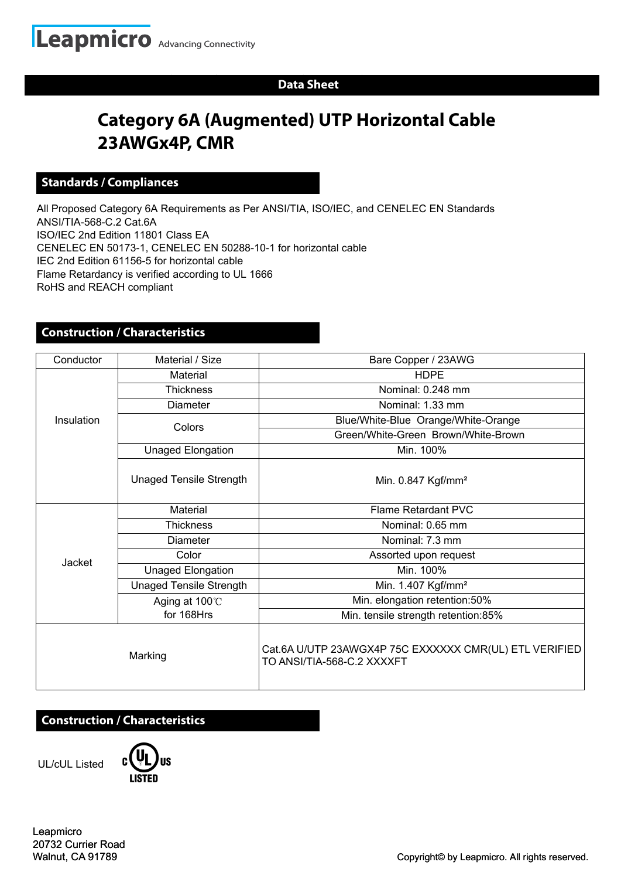Leapmicro Advancing Connectivity

**Data Sheet**

# Category 6A (Augmented) UTP Horizontal Cable 23AWGx4P, CMR

## Standards / Compliances

All Proposed Category 6A Requirements as Per ANSI/TIA, ISO/IEC, and CENELEC EN Standards
ANSI/TIA-568-C.2 Cat.6A
ISO/IEC 2nd Edition 11801 Class EA
CENELEC EN 50173-1, CENELEC EN 50288-10-1 for horizontal cable
IEC 2nd Edition 61156-5 for horizontal cable
Flame Retardancy is verified according to UL 1666
RoHS and REACH compliant

## Construction / Characteristics

| Conductor | Material / Size | Bare Copper / 23AWG |
|---|---|---|
| Insulation | Material | HDPE |
| | Thickness | Nominal: 0.248 mm |
| | Diameter | Nominal: 1.33 mm |
| | Colors | Blue/White-Blue Orange/White-Orange |
| | | Green/White-Green Brown/White-Brown |
| | Unaged Elongation | Min. 100% |
| | Unaged Tensile Strength | Min. 0.847 Kgf/mm² |
| Jacket | Material | Flame Retardant PVC |
| | Thickness | Nominal: 0.65 mm |
| | Diameter | Nominal: 7.3 mm |
| | Color | Assorted upon request |
| | Unaged Elongation | Min. 100% |
| | Unaged Tensile Strength | Min. 1.407 Kgf/mm² |
| | Aging at 100℃ for 168Hrs | Min. elongation retention:50% |
| | | Min. tensile strength retention:85% |
| Marking | | Cat.6A U/UTP 23AWGX4P 75C EXXXXXX CMR(UL) ETL VERIFIED TO ANSI/TIA-568-C.2 XXXXFT |

## Construction / Characteristics

UL/cUL Listed

Leapmicro
20732 Currier Road
Walnut, CA 91789

Copyright© by Leapmicro. All rights reserved.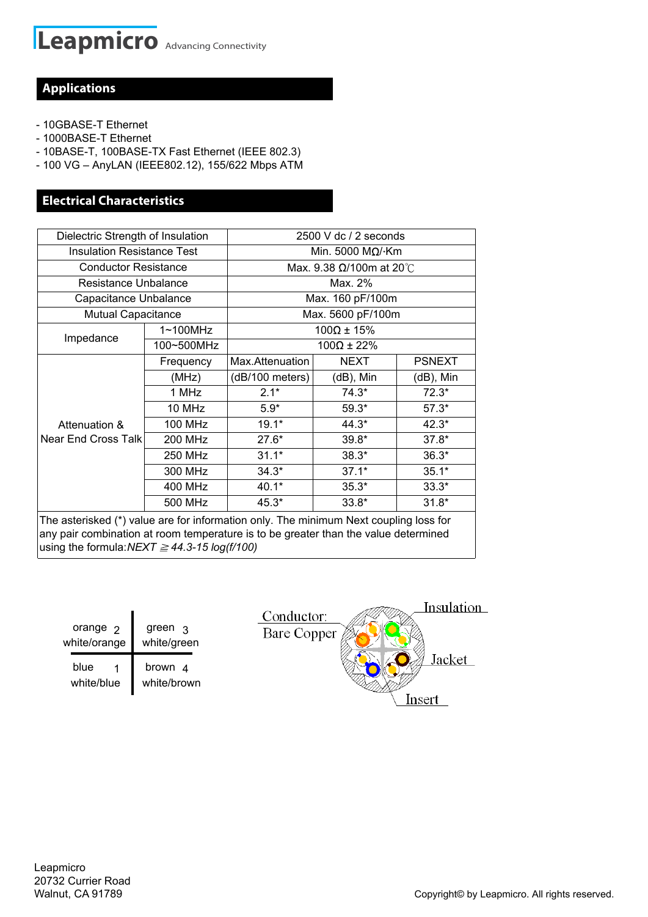## Applications

- 10GBASE-T Ethernet
- 1000BASE-T Ethernet
- 10BASE-T, 100BASE-TX Fast Ethernet (IEEE 802.3)
- 100 VG – AnyLAN (IEEE802.12), 155/622 Mbps ATM

## Electrical Characteristics

| | | | | |
|---|---|---|---|---|
| Dielectric Strength of Insulation | | 2500 V dc / 2 seconds | | |
| Insulation Resistance Test | | Min. 5000 MΩ/·Km | | |
| Conductor Resistance | | Max. 9.38 Ω/100m at 20℃ | | |
| Resistance Unbalance | | Max. 2% | | |
| Capacitance Unbalance | | Max. 160 pF/100m | | |
| Mutual Capacitance | | Max. 5600 pF/100m | | |
| Impedance | 1~100MHz | 100Ω ± 15% | | |
| | 100~500MHz | 100Ω ± 22% | | |
| Attenuation & Near End Cross Talk | Frequency (MHz) | Max.Attenuation (dB/100 meters) | NEXT (dB), Min | PSNEXT (dB), Min |
| | 1 MHz | 2.1* | 74.3* | 72.3* |
| | 10 MHz | 5.9* | 59.3* | 57.3* |
| | 100 MHz | 19.1* | 44.3* | 42.3* |
| | 200 MHz | 27.6* | 39.8* | 37.8* |
| | 250 MHz | 31.1* | 38.3* | 36.3* |
| | 300 MHz | 34.3* | 37.1* | 35.1* |
| | 400 MHz | 40.1* | 35.3* | 33.3* |
| | 500 MHz | 45.3* | 33.8* | 31.8* |

The asterisked (*) value are for information only. The minimum Next coupling loss for any pair combination at room temperature is to be greater than the value determined using the formula: *NEXT ≧ 44.3-15 log(f/100)*

| | |
|---|---|
| orange 2<br>white/orange | green 3<br>white/green |
| blue 1<br>white/blue | brown 4<br>white/brown |

Conductor: Bare Copper

Insulation

Jacket

Insert

Leapmicro
20732 Currier Road
Walnut, CA 91789

Copyright© by Leapmicro. All rights reserved.